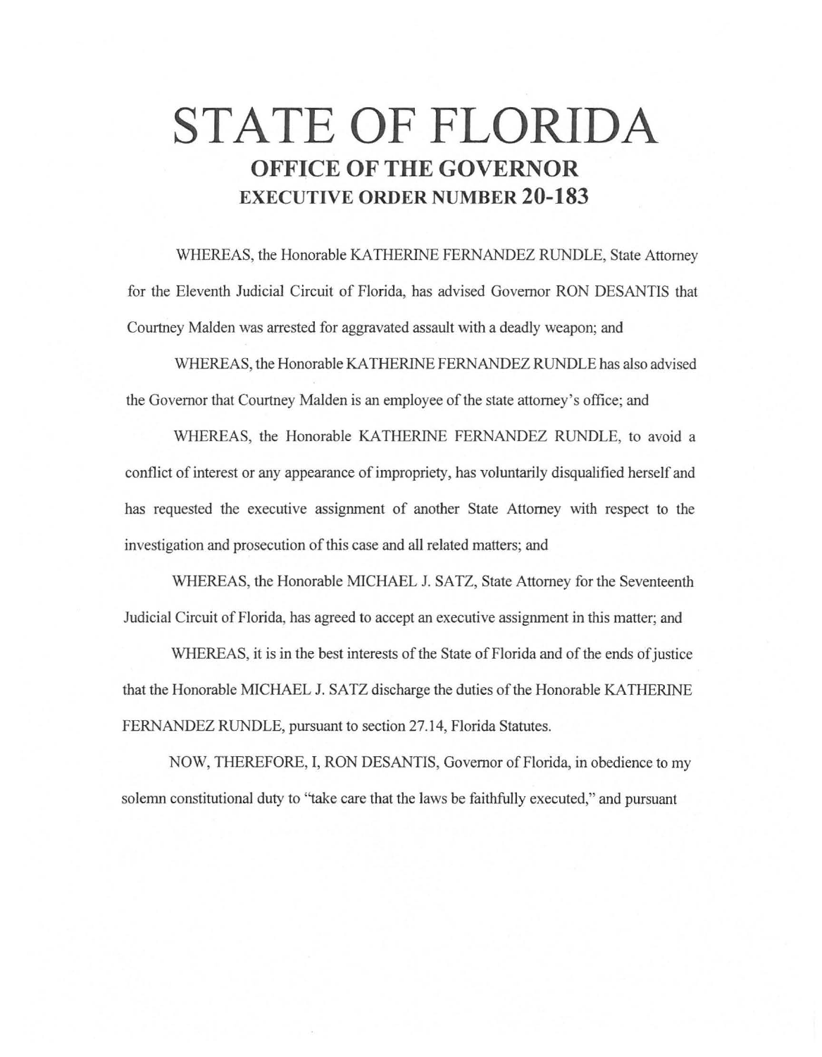# STATE OF FLORIDA

## OFFICE OF THE GOVERNOR

## EXECUTIVE ORDER NUMBER 20-183

WHEREAS, the Honorable KATHERINE FERNANDEZ RUNDLE, State Attorney for the Eleventh Judicial Circuit of Florida, has advised Governor RON DESANTIS that Courtney Malden was arrested for aggravated assault with a deadly weapon; and

WHEREAS, the Honorable KATHERINE FERNANDEZ RUNDLE has also advised the Governor that Courtney Malden is an employee of the state attorney's office; and

WHEREAS, the Honorable KATHERINE FERNANDEZ RUNDLE, to avoid a conflict of interest or any appearance of impropriety, has voluntarily disqualified herself and has requested the executive assignment of another State Attorney with respect to the investigation and prosecution of this case and all related matters; and

WHEREAS, the Honorable MICHAEL J. SATZ, State Attorney for the Seventeenth Judicial Circuit of Florida, has agreed to accept an executive assignment in this matter; and

WHEREAS, it is in the best interests of the State of Florida and of the ends of justice that the Honorable MICHAEL J. SATZ discharge the duties of the Honorable KATHERINE FERNANDEZ RUNDLE, pursuant to section 27.14, Florida Statutes.

NOW, THEREFORE, I, RON DESANTIS, Governor of Florida, in obedience to my solemn constitutional duty to "take care that the laws be faithfully executed," and pursuant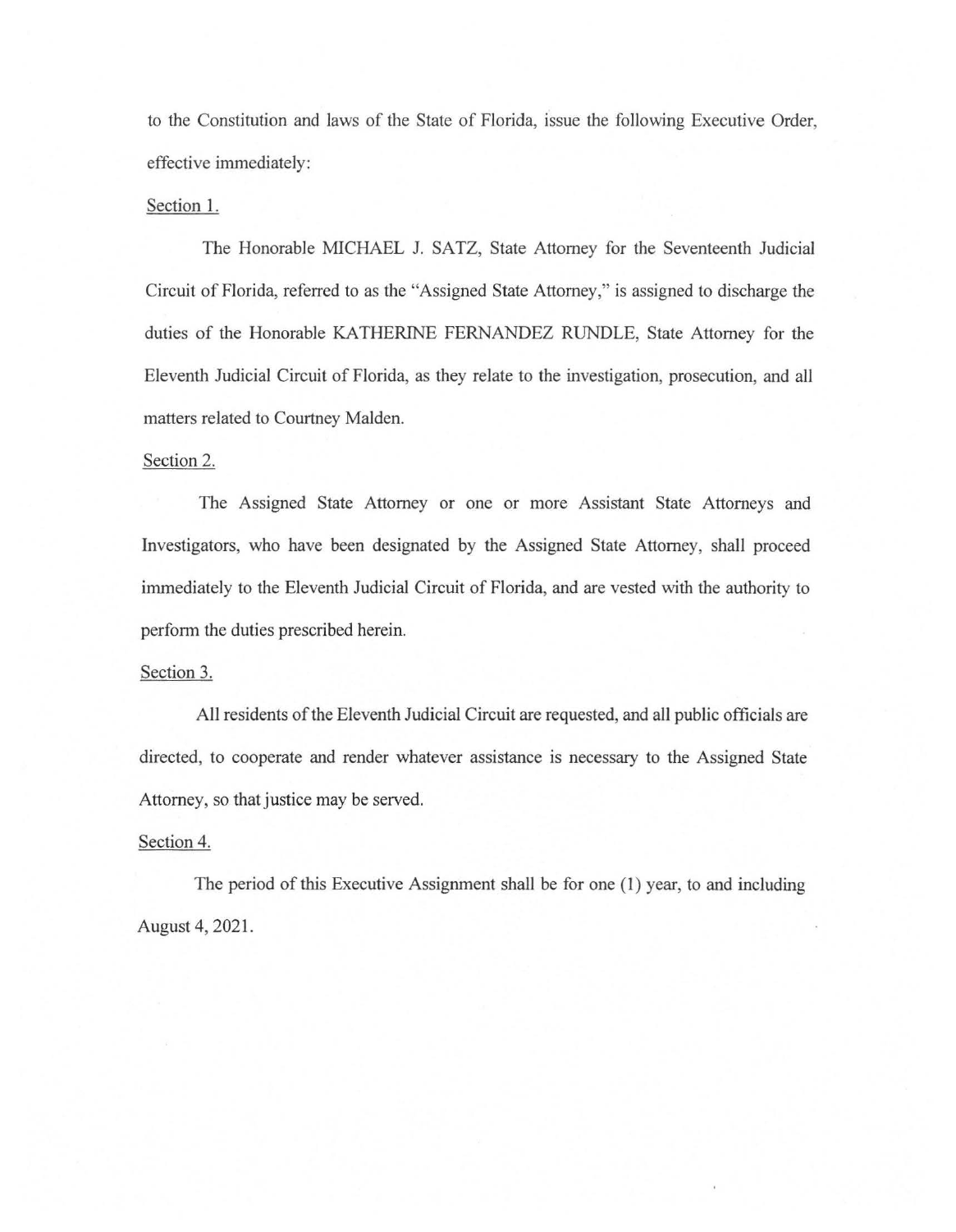to the Constitution and laws of the State of Florida, issue the following Executive Order, effective immediately:

Section 1.

The Honorable MICHAEL J. SATZ, State Attorney for the Seventeenth Judicial Circuit of Florida, referred to as the "Assigned State Attorney," is assigned to discharge the duties of the Honorable KATHERINE FERNANDEZ RUNDLE, State Attorney for the Eleventh Judicial Circuit of Florida, as they relate to the investigation, prosecution, and all matters related to Courtney Malden.

Section 2.

The Assigned State Attorney or one or more Assistant State Attorneys and Investigators, who have been designated by the Assigned State Attorney, shall proceed immediately to the Eleventh Judicial Circuit of Florida, and are vested with the authority to perform the duties prescribed herein.

Section 3.

All residents of the Eleventh Judicial Circuit are requested, and all public officials are directed, to cooperate and render whatever assistance is necessary to the Assigned State Attorney, so that justice may be served.

Section 4.

The period of this Executive Assignment shall be for one (1) year, to and including August 4, 2021.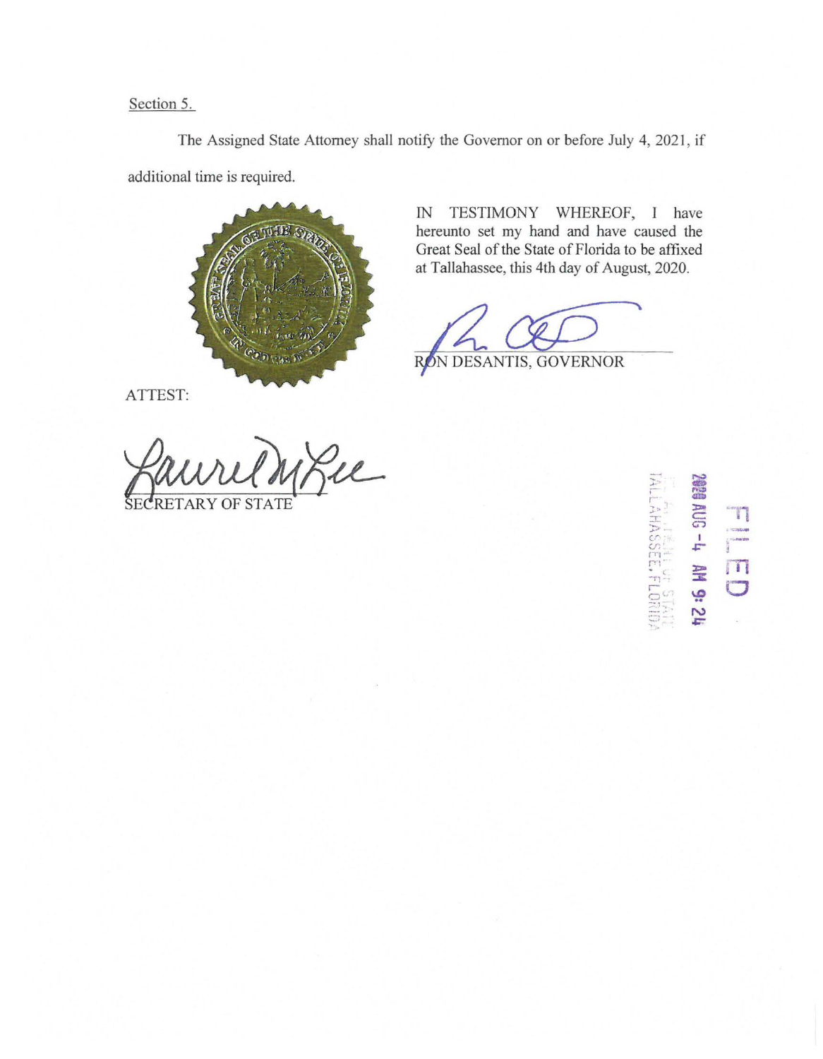Section 5.

The Assigned State Attorney shall notify the Governor on or before July 4, 2021, if additional time is required.

IN TESTIMONY WHEREOF, I have hereunto set my hand and have caused the Great Seal of the State of Florida to be affixed at Tallahassee, this 4th day of August, 2020.

RON DESANTIS, GOVERNOR

ATTEST:

SECRETARY OF STATE

FILED

2020 AUG -4 AM 9:24

DEPARTMENT OF STATE
TALLAHASSEE, FLORIDA